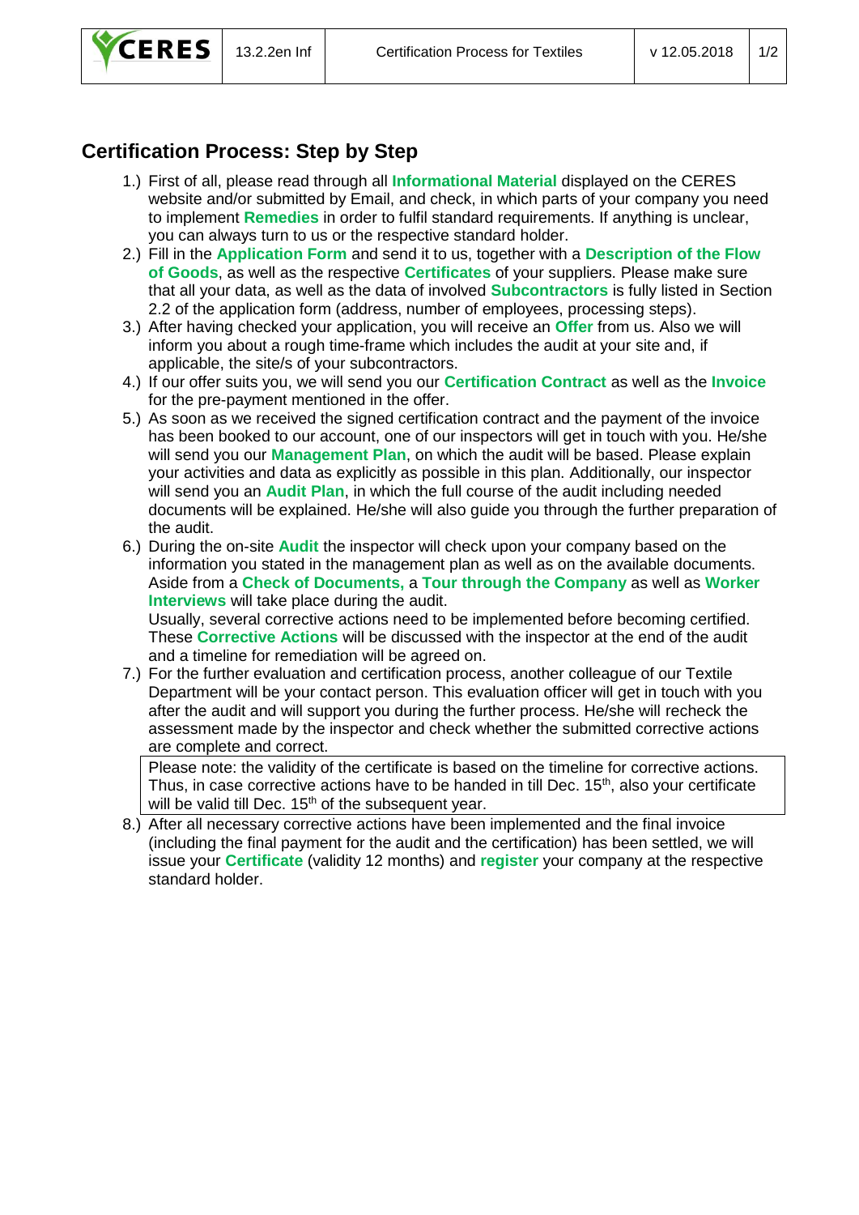## Certification Process: Step by Step

1.) First of all, please read through all **Informational Material** displayed on the CERES website and/or submitted by Email, and check, in which parts of your company you need to implement **Remedies** in order to fulfil standard requirements. If anything is unclear, you can always turn to us or the respective standard holder.

2.) Fill in the **Application Form** and send it to us, together with a **Description of the Flow of Goods**, as well as the respective **Certificates** of your suppliers. Please make sure that all your data, as well as the data of involved **Subcontractors** is fully listed in Section 2.2 of the application form (address, number of employees, processing steps).

3.) After having checked your application, you will receive an **Offer** from us. Also we will inform you about a rough time-frame which includes the audit at your site and, if applicable, the site/s of your subcontractors.

4.) If our offer suits you, we will send you our **Certification Contract** as well as the **Invoice** for the pre-payment mentioned in the offer.

5.) As soon as we received the signed certification contract and the payment of the invoice has been booked to our account, one of our inspectors will get in touch with you. He/she will send you our **Management Plan**, on which the audit will be based. Please explain your activities and data as explicitly as possible in this plan. Additionally, our inspector will send you an **Audit Plan**, in which the full course of the audit including needed documents will be explained. He/she will also guide you through the further preparation of the audit.

6.) During the on-site **Audit** the inspector will check upon your company based on the information you stated in the management plan as well as on the available documents. Aside from a **Check of Documents,** a **Tour through the Company** as well as **Worker Interviews** will take place during the audit.
Usually, several corrective actions need to be implemented before becoming certified. These **Corrective Actions** will be discussed with the inspector at the end of the audit and a timeline for remediation will be agreed on.

7.) For the further evaluation and certification process, another colleague of our Textile Department will be your contact person. This evaluation officer will get in touch with you after the audit and will support you during the further process. He/she will recheck the assessment made by the inspector and check whether the submitted corrective actions are complete and correct.

| Please note: the validity of the certificate is based on the timeline for corrective actions. Thus, in case corrective actions have to be handed in till Dec. 15th, also your certificate will be valid till Dec. 15th of the subsequent year. |
|---|

8.) After all necessary corrective actions have been implemented and the final invoice (including the final payment for the audit and the certification) has been settled, we will issue your **Certificate** (validity 12 months) and **register** your company at the respective standard holder.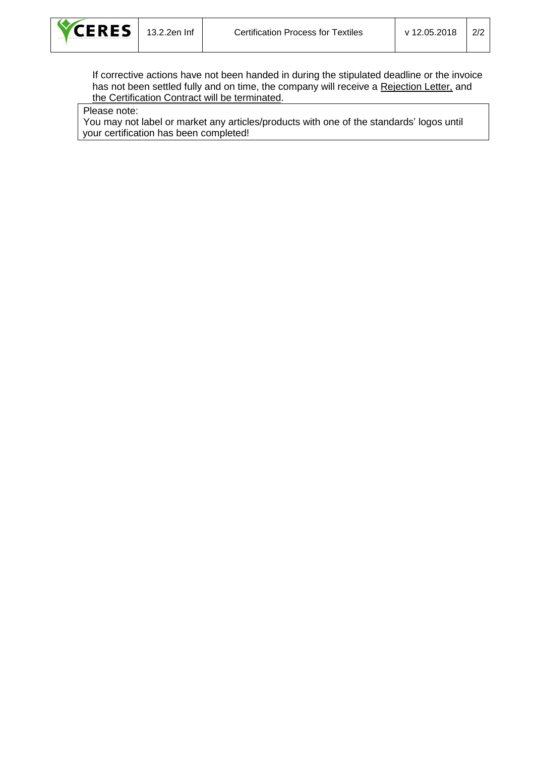If corrective actions have not been handed in during the stipulated deadline or the invoice has not been settled fully and on time, the company will receive a Rejection Letter, and the Certification Contract will be terminated.

| Please note: |
|---|
| You may not label or market any articles/products with one of the standards' logos until your certification has been completed! |